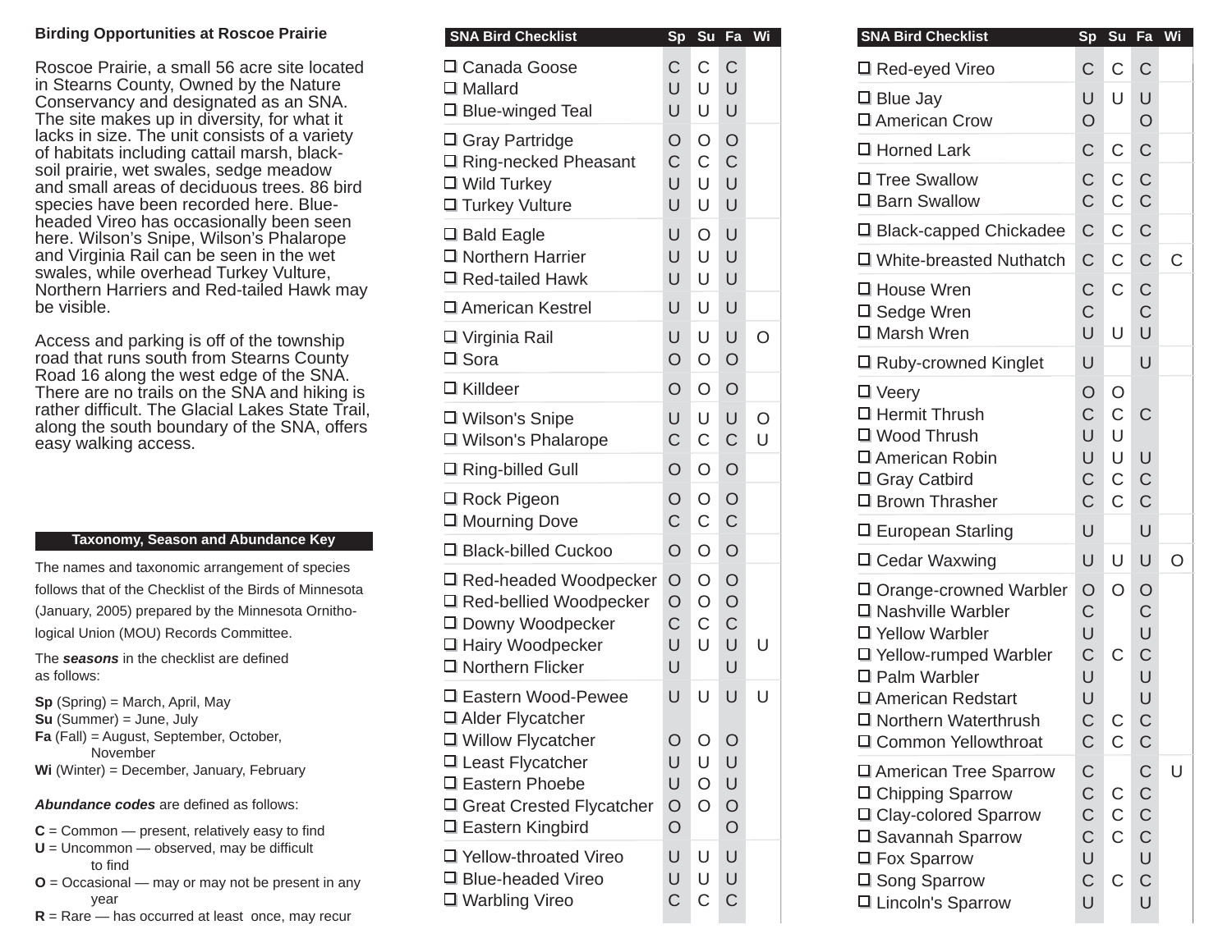**Birding Opportunities at Roscoe Prairie**

Roscoe Prairie, a small 56 acre site located in Stearns County, Owned by the Nature Conservancy and designated as an SNA. The site makes up in diversity, for what it lacks in size. The unit consists of a variety of habitats including cattail marsh, black-soil prairie, wet swales, sedge meadow and small areas of deciduous trees. 86 bird species have been recorded here. Blue-headed Vireo has occasionally been seen here. Wilson's Snipe, Wilson's Phalarope and Virginia Rail can be seen in the wet swales, while overhead Turkey Vulture, Northern Harriers and Red-tailed Hawk may be visible.

Access and parking is off of the township road that runs south from Stearns County Road 16 along the west edge of the SNA. There are no trails on the SNA and hiking is rather difficult. The Glacial Lakes State Trail, along the south boundary of the SNA, offers easy walking access.

**Taxonomy, Season and Abundance Key**

The names and taxonomic arrangement of species follows that of the Checklist of the Birds of Minnesota (January, 2005) prepared by the Minnesota Ornithological Union (MOU) Records Committee.

The ***seasons*** in the checklist are defined as follows:

**Sp** (Spring) = March, April, May
**Su** (Summer) = June, July
**Fa** (Fall) = August, September, October, November
**Wi** (Winter) = December, January, February

***Abundance codes*** are defined as follows:

**C** = Common — present, relatively easy to find
**U** = Uncommon — observed, may be difficult to find
**O** = Occasional — may or may not be present in any year
**R** = Rare — has occurred at least once, may recur

| SNA Bird Checklist | Sp | Su | Fa | Wi |
|---|---|---|---|---|
| ☐ Canada Goose | C | C | C | |
| ☐ Mallard | U | U | U | |
| ☐ Blue-winged Teal | U | U | U | |
| ☐ Gray Partridge | O | O | O | |
| ☐ Ring-necked Pheasant | C | C | C | |
| ☐ Wild Turkey | U | U | U | |
| ☐ Turkey Vulture | U | U | U | |
| ☐ Bald Eagle | U | O | U | |
| ☐ Northern Harrier | U | U | U | |
| ☐ Red-tailed Hawk | U | U | U | |
| ☐ American Kestrel | U | U | U | |
| ☐ Virginia Rail | U | U | U | O |
| ☐ Sora | O | O | O | |
| ☐ Killdeer | O | O | O | |
| ☐ Wilson's Snipe | U | U | U | O |
| ☐ Wilson's Phalarope | C | C | C | U |
| ☐ Ring-billed Gull | O | O | O | |
| ☐ Rock Pigeon | O | O | O | |
| ☐ Mourning Dove | C | C | C | |
| ☐ Black-billed Cuckoo | O | O | O | |
| ☐ Red-headed Woodpecker | O | O | O | |
| ☐ Red-bellied Woodpecker | O | O | O | |
| ☐ Downy Woodpecker | C | C | C | |
| ☐ Hairy Woodpecker | U | U | U | U |
| ☐ Northern Flicker | U | | U | |
| ☐ Eastern Wood-Pewee | U | U | U | U |
| ☐ Alder Flycatcher | | | | |
| ☐ Willow Flycatcher | O | O | O | |
| ☐ Least Flycatcher | U | U | U | |
| ☐ Eastern Phoebe | U | O | U | |
| ☐ Great Crested Flycatcher | O | O | O | |
| ☐ Eastern Kingbird | O | | O | |
| ☐ Yellow-throated Vireo | U | U | U | |
| ☐ Blue-headed Vireo | U | U | U | |
| ☐ Warbling Vireo | C | C | C | |

| SNA Bird Checklist | Sp | Su | Fa | Wi |
|---|---|---|---|---|
| ☐ Red-eyed Vireo | C | C | C | |
| ☐ Blue Jay | U | U | U | |
| ☐ American Crow | O | | O | |
| ☐ Horned Lark | C | C | C | |
| ☐ Tree Swallow | C | C | C | |
| ☐ Barn Swallow | C | C | C | |
| ☐ Black-capped Chickadee | C | C | C | |
| ☐ White-breasted Nuthatch | C | C | C | C |
| ☐ House Wren | C | C | C | |
| ☐ Sedge Wren | C | | C | |
| ☐ Marsh Wren | U | U | U | |
| ☐ Ruby-crowned Kinglet | U | | U | |
| ☐ Veery | O | O | | |
| ☐ Hermit Thrush | C | C | C | |
| ☐ Wood Thrush | U | U | | |
| ☐ American Robin | U | U | U | |
| ☐ Gray Catbird | C | C | C | |
| ☐ Brown Thrasher | C | C | C | |
| ☐ European Starling | U | | U | |
| ☐ Cedar Waxwing | U | U | U | O |
| ☐ Orange-crowned Warbler | O | O | O | |
| ☐ Nashville Warbler | C | | C | |
| ☐ Yellow Warbler | U | | U | |
| ☐ Yellow-rumped Warbler | C | C | C | |
| ☐ Palm Warbler | U | | U | |
| ☐ American Redstart | U | | U | |
| ☐ Northern Waterthrush | C | C | C | |
| ☐ Common Yellowthroat | C | C | C | |
| ☐ American Tree Sparrow | C | | C | U |
| ☐ Chipping Sparrow | C | C | C | |
| ☐ Clay-colored Sparrow | C | C | C | |
| ☐ Savannah Sparrow | C | C | C | |
| ☐ Fox Sparrow | U | | U | |
| ☐ Song Sparrow | C | C | C | |
| ☐ Lincoln's Sparrow | U | | U | |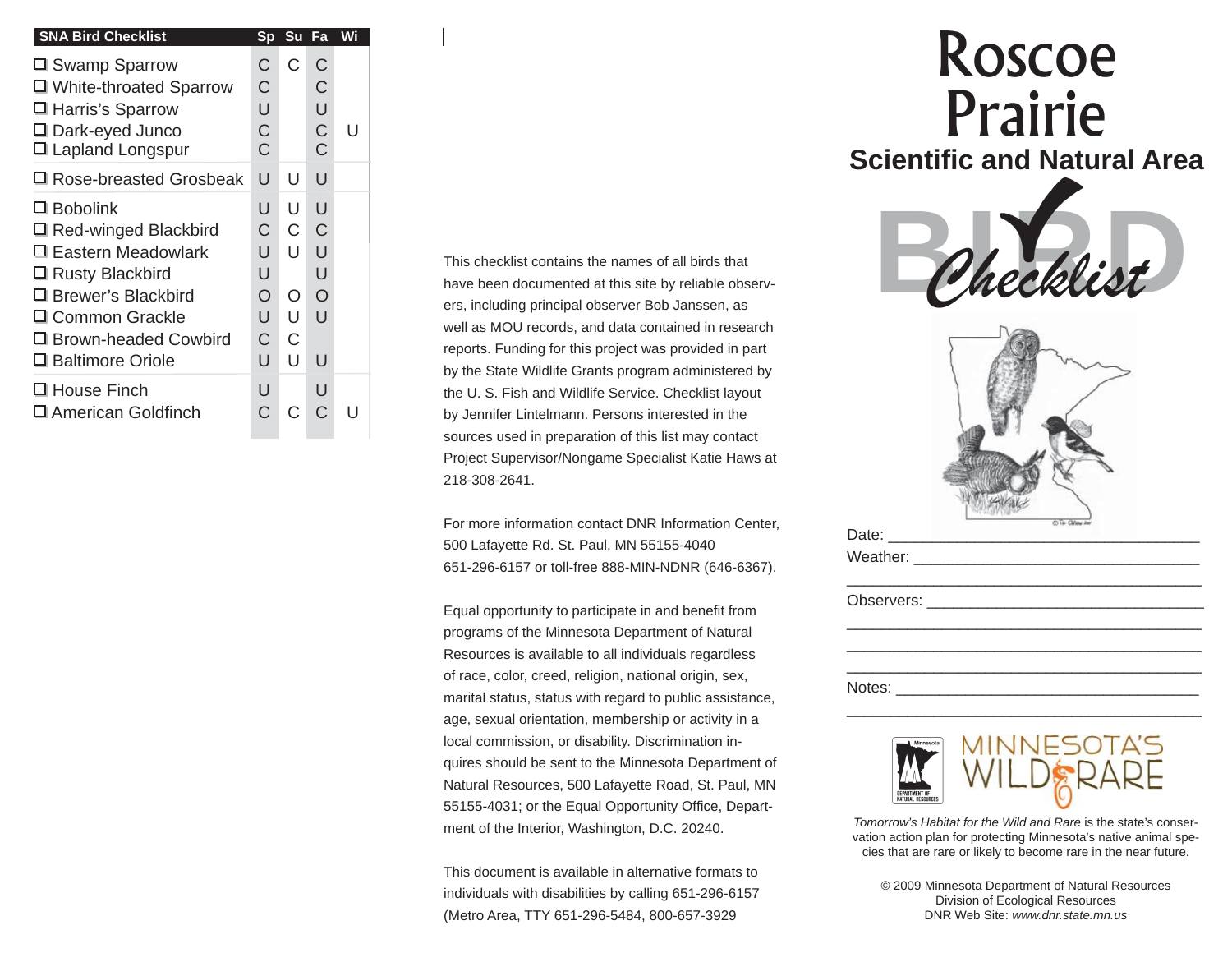| SNA Bird Checklist | Sp | Su | Fa | Wi |
|---|---|---|---|---|
| ☐ Swamp Sparrow | C | C | C | |
| ☐ White-throated Sparrow | C | | C | |
| ☐ Harris's Sparrow | U | | U | |
| ☐ Dark-eyed Junco | C | | C | U |
| ☐ Lapland Longspur | C | | C | |
| ☐ Rose-breasted Grosbeak | U | U | U | |
| ☐ Bobolink | U | U | U | |
| ☐ Red-winged Blackbird | C | C | C | |
| ☐ Eastern Meadowlark | U | U | U | |
| ☐ Rusty Blackbird | U | | U | |
| ☐ Brewer's Blackbird | O | O | O | |
| ☐ Common Grackle | U | U | U | |
| ☐ Brown-headed Cowbird | C | C | | |
| ☐ Baltimore Oriole | U | U | U | |
| ☐ House Finch | U | | U | |
| ☐ American Goldfinch | C | C | C | U |

This checklist contains the names of all birds that have been documented at this site by reliable observers, including principal observer Bob Janssen, as well as MOU records, and data contained in research reports. Funding for this project was provided in part by the State Wildlife Grants program administered by the U. S. Fish and Wildlife Service. Checklist layout by Jennifer Lintelmann. Persons interested in the sources used in preparation of this list may contact Project Supervisor/Nongame Specialist Katie Haws at 218-308-2641.

For more information contact DNR Information Center, 500 Lafayette Rd. St. Paul, MN 55155-4040 651-296-6157 or toll-free 888-MIN-NDNR (646-6367).

Equal opportunity to participate in and benefit from programs of the Minnesota Department of Natural Resources is available to all individuals regardless of race, color, creed, religion, national origin, sex, marital status, status with regard to public assistance, age, sexual orientation, membership or activity in a local commission, or disability. Discrimination inquires should be sent to the Minnesota Department of Natural Resources, 500 Lafayette Road, St. Paul, MN 55155-4031; or the Equal Opportunity Office, Department of the Interior, Washington, D.C. 20240.

This document is available in alternative formats to individuals with disabilities by calling 651-296-6157 (Metro Area, TTY 651-296-5484, 800-657-3929

# Roscoe Prairie

## Scientific and Natural Area

## BIRD Checklist

Date: ____________________________________

Weather: _________________________________

__________________________________________

Observers: _______________________________

__________________________________________

__________________________________________

__________________________________________

Notes: ___________________________________

__________________________________________

Minnesota Department of Natural Resources

MINNESOTA'S WILD & RARE

*Tomorrow's Habitat for the Wild and Rare* is the state's conservation action plan for protecting Minnesota's native animal species that are rare or likely to become rare in the near future.

© 2009 Minnesota Department of Natural Resources
Division of Ecological Resources
DNR Web Site: *www.dnr.state.mn.us*